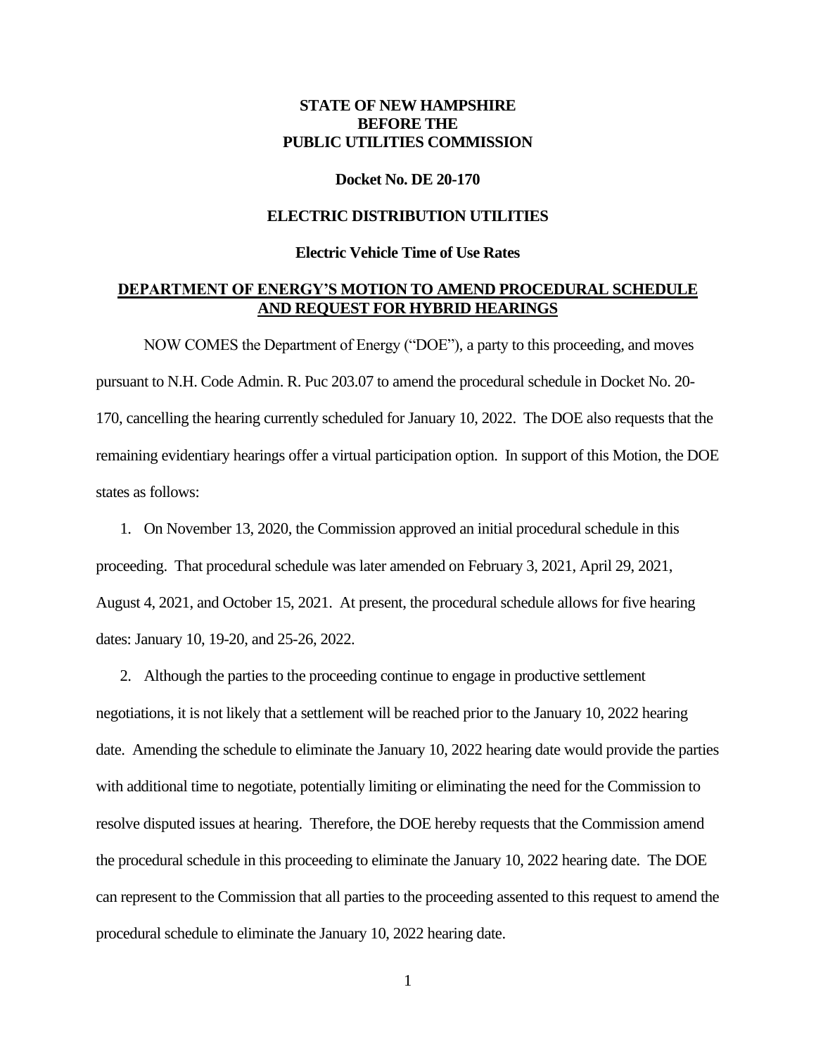**STATE OF NEW HAMPSHIRE**
**BEFORE THE**
**PUBLIC UTILITIES COMMISSION**

**Docket No. DE 20-170**

**ELECTRIC DISTRIBUTION UTILITIES**

**Electric Vehicle Time of Use Rates**

**DEPARTMENT OF ENERGY'S MOTION TO AMEND PROCEDURAL SCHEDULE AND REQUEST FOR HYBRID HEARINGS**

NOW COMES the Department of Energy ("DOE"), a party to this proceeding, and moves pursuant to N.H. Code Admin. R. Puc 203.07 to amend the procedural schedule in Docket No. 20-170, cancelling the hearing currently scheduled for January 10, 2022. The DOE also requests that the remaining evidentiary hearings offer a virtual participation option. In support of this Motion, the DOE states as follows:

1. On November 13, 2020, the Commission approved an initial procedural schedule in this proceeding. That procedural schedule was later amended on February 3, 2021, April 29, 2021, August 4, 2021, and October 15, 2021. At present, the procedural schedule allows for five hearing dates: January 10, 19-20, and 25-26, 2022.

2. Although the parties to the proceeding continue to engage in productive settlement negotiations, it is not likely that a settlement will be reached prior to the January 10, 2022 hearing date. Amending the schedule to eliminate the January 10, 2022 hearing date would provide the parties with additional time to negotiate, potentially limiting or eliminating the need for the Commission to resolve disputed issues at hearing. Therefore, the DOE hereby requests that the Commission amend the procedural schedule in this proceeding to eliminate the January 10, 2022 hearing date. The DOE can represent to the Commission that all parties to the proceeding assented to this request to amend the procedural schedule to eliminate the January 10, 2022 hearing date.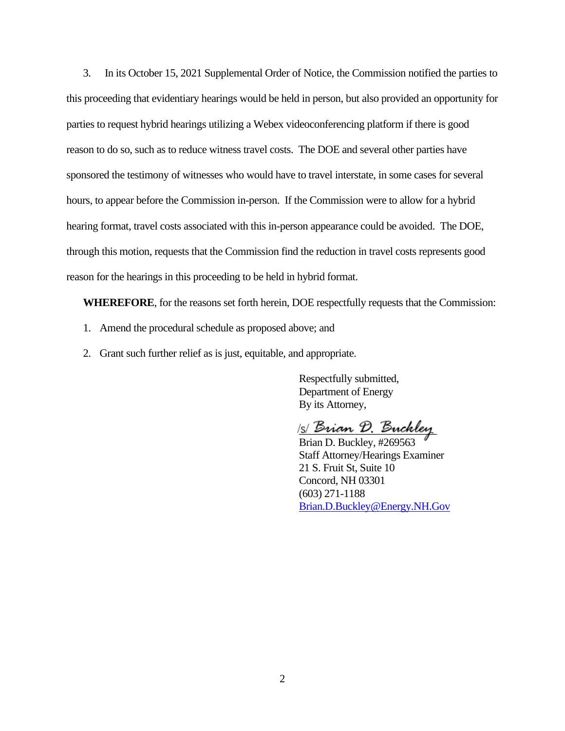3. In its October 15, 2021 Supplemental Order of Notice, the Commission notified the parties to this proceeding that evidentiary hearings would be held in person, but also provided an opportunity for parties to request hybrid hearings utilizing a Webex videoconferencing platform if there is good reason to do so, such as to reduce witness travel costs. The DOE and several other parties have sponsored the testimony of witnesses who would have to travel interstate, in some cases for several hours, to appear before the Commission in-person. If the Commission were to allow for a hybrid hearing format, travel costs associated with this in-person appearance could be avoided. The DOE, through this motion, requests that the Commission find the reduction in travel costs represents good reason for the hearings in this proceeding to be held in hybrid format.

**WHEREFORE**, for the reasons set forth herein, DOE respectfully requests that the Commission:

1. Amend the procedural schedule as proposed above; and
2. Grant such further relief as is just, equitable, and appropriate.

Respectfully submitted,
Department of Energy
By its Attorney,

/s/ Brian D. Buckley
Brian D. Buckley, #269563
Staff Attorney/Hearings Examiner
21 S. Fruit St, Suite 10
Concord, NH 03301
(603) 271-1188
Brian.D.Buckley@Energy.NH.Gov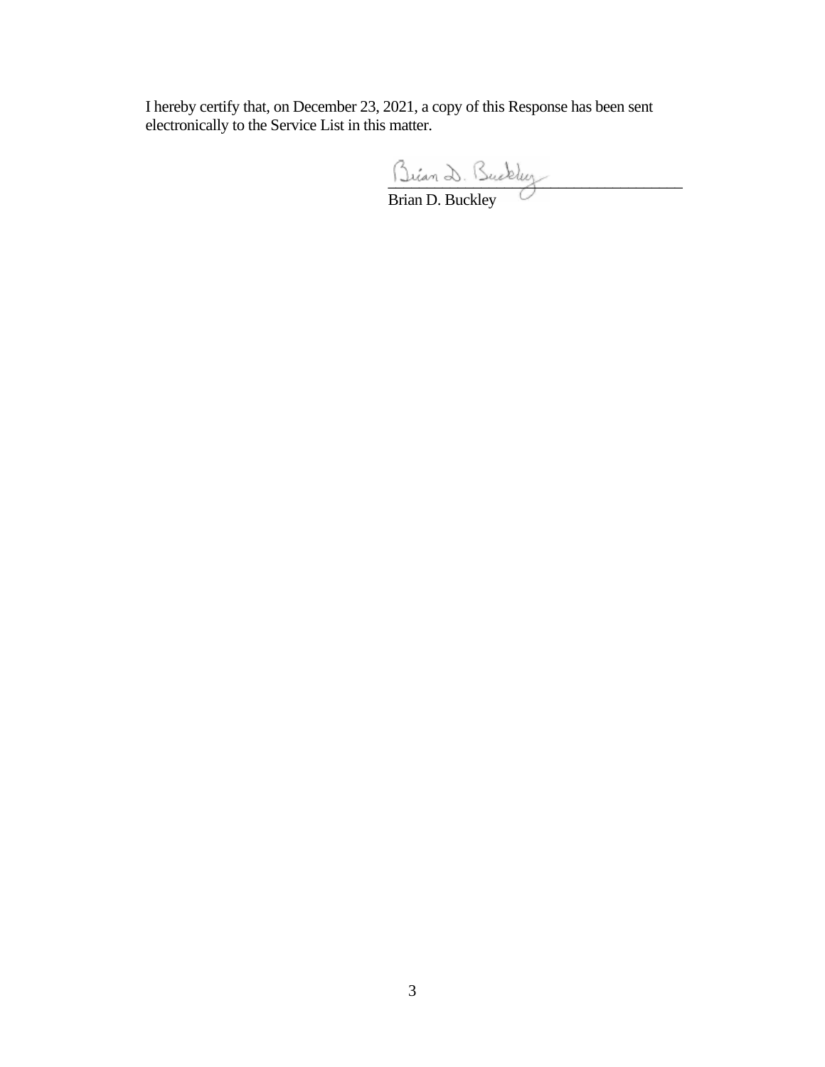I hereby certify that, on December 23, 2021, a copy of this Response has been sent electronically to the Service List in this matter.

Brian D. Buckley

\_\_\_\_\_\_\_\_\_\_\_\_\_\_\_\_\_\_\_\_\_\_\_\_\_\_\_\_\_\_\_\_\_\_

Brian D. Buckley